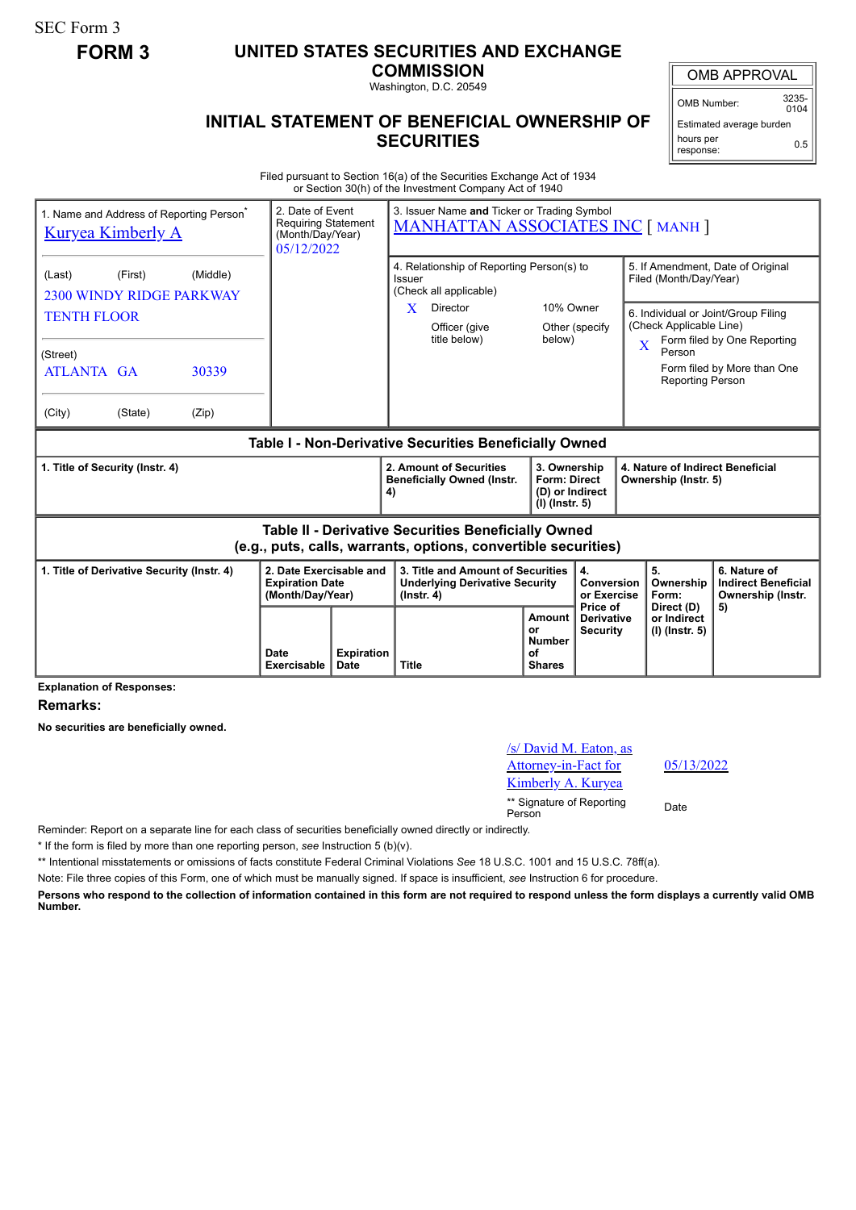SEC Form 3

**FORM 3**

# UNITED STATES SECURITIES AND EXCHANGE COMMISSION

Washington, D.C. 20549

## INITIAL STATEMENT OF BENEFICIAL OWNERSHIP OF SECURITIES

| OMB APPROVAL | |
|---|---|
| OMB Number: | 3235-0104 |
| Estimated average burden hours per response: | 0.5 |

Filed pursuant to Section 16(a) of the Securities Exchange Act of 1934 or Section 30(h) of the Investment Company Act of 1940

1. Name and Address of Reporting Person*
Kuryea Kimberly A

(Last) (First) (Middle)
2300 WINDY RIDGE PARKWAY
TENTH FLOOR

(Street)
ATLANTA GA 30339

(City) (State) (Zip)

2. Date of Event Requiring Statement (Month/Day/Year)
05/12/2022

3. Issuer Name **and** Ticker or Trading Symbol
MANHATTAN ASSOCIATES INC [ MANH ]

4. Relationship of Reporting Person(s) to Issuer (Check all applicable)
X Director
10% Owner
Officer (give title below)
Other (specify below)

5. If Amendment, Date of Original Filed (Month/Day/Year)

6. Individual or Joint/Group Filing (Check Applicable Line)
X Form filed by One Reporting Person
Form filed by More than One Reporting Person

**Table I - Non-Derivative Securities Beneficially Owned**

| 1. Title of Security (Instr. 4) | 2. Amount of Securities Beneficially Owned (Instr. 4) | 3. Ownership Form: Direct (D) or Indirect (I) (Instr. 5) | 4. Nature of Indirect Beneficial Ownership (Instr. 5) |
|---|---|---|---|

**Table II - Derivative Securities Beneficially Owned (e.g., puts, calls, warrants, options, convertible securities)**

| 1. Title of Derivative Security (Instr. 4) | 2. Date Exercisable and Expiration Date (Month/Day/Year) | | 3. Title and Amount of Securities Underlying Derivative Security (Instr. 4) | | 4. Conversion or Exercise Price of Derivative Security | 5. Ownership Form: Direct (D) or Indirect (I) (Instr. 5) | 6. Nature of Indirect Beneficial Ownership (Instr. 5) |
|---|---|---|---|---|---|---|---|
| | Date Exercisable | Expiration Date | Title | Amount or Number of Shares | | | |

**Explanation of Responses:**

**Remarks:**

**No securities are beneficially owned.**

/s/ David M. Eaton, as Attorney-in-Fact for Kimberly A. Kuryea — 05/13/2022

** Signature of Reporting Person — Date

Reminder: Report on a separate line for each class of securities beneficially owned directly or indirectly.

* If the form is filed by more than one reporting person, *see* Instruction 5 (b)(v).

** Intentional misstatements or omissions of facts constitute Federal Criminal Violations *See* 18 U.S.C. 1001 and 15 U.S.C. 78ff(a).

Note: File three copies of this Form, one of which must be manually signed. If space is insufficient, *see* Instruction 6 for procedure.

**Persons who respond to the collection of information contained in this form are not required to respond unless the form displays a currently valid OMB Number.**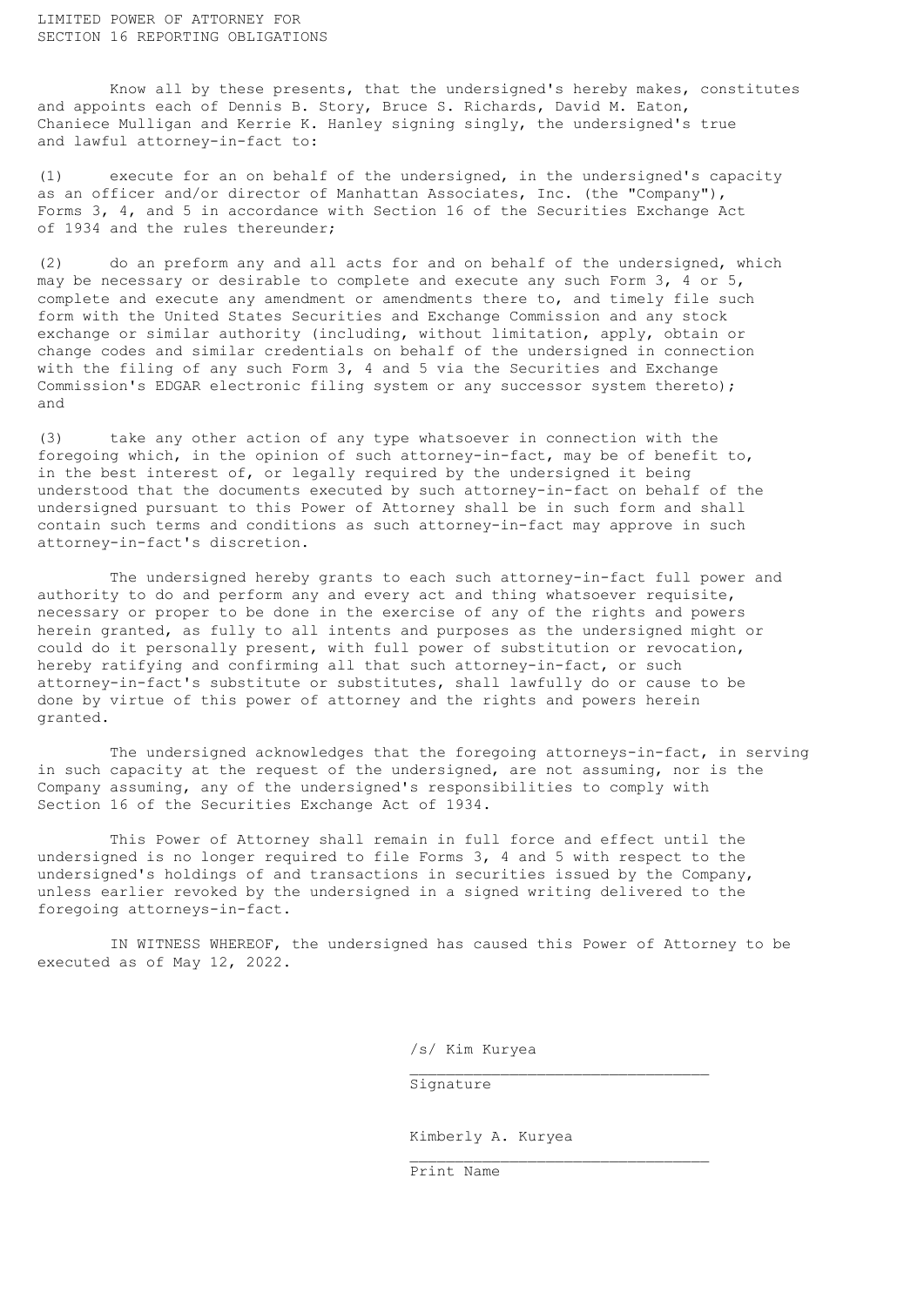LIMITED POWER OF ATTORNEY FOR
SECTION 16 REPORTING OBLIGATIONS

Know all by these presents, that the undersigned's hereby makes, constitutes and appoints each of Dennis B. Story, Bruce S. Richards, David M. Eaton, Chaniece Mulligan and Kerrie K. Hanley signing singly, the undersigned's true and lawful attorney-in-fact to:

(1) execute for an on behalf of the undersigned, in the undersigned's capacity as an officer and/or director of Manhattan Associates, Inc. (the "Company"), Forms 3, 4, and 5 in accordance with Section 16 of the Securities Exchange Act of 1934 and the rules thereunder;

(2) do an preform any and all acts for and on behalf of the undersigned, which may be necessary or desirable to complete and execute any such Form 3, 4 or 5, complete and execute any amendment or amendments there to, and timely file such form with the United States Securities and Exchange Commission and any stock exchange or similar authority (including, without limitation, apply, obtain or change codes and similar credentials on behalf of the undersigned in connection with the filing of any such Form 3, 4 and 5 via the Securities and Exchange Commission's EDGAR electronic filing system or any successor system thereto); and

(3) take any other action of any type whatsoever in connection with the foregoing which, in the opinion of such attorney-in-fact, may be of benefit to, in the best interest of, or legally required by the undersigned it being understood that the documents executed by such attorney-in-fact on behalf of the undersigned pursuant to this Power of Attorney shall be in such form and shall contain such terms and conditions as such attorney-in-fact may approve in such attorney-in-fact's discretion.

The undersigned hereby grants to each such attorney-in-fact full power and authority to do and perform any and every act and thing whatsoever requisite, necessary or proper to be done in the exercise of any of the rights and powers herein granted, as fully to all intents and purposes as the undersigned might or could do it personally present, with full power of substitution or revocation, hereby ratifying and confirming all that such attorney-in-fact, or such attorney-in-fact's substitute or substitutes, shall lawfully do or cause to be done by virtue of this power of attorney and the rights and powers herein granted.

The undersigned acknowledges that the foregoing attorneys-in-fact, in serving in such capacity at the request of the undersigned, are not assuming, nor is the Company assuming, any of the undersigned's responsibilities to comply with Section 16 of the Securities Exchange Act of 1934.

This Power of Attorney shall remain in full force and effect until the undersigned is no longer required to file Forms 3, 4 and 5 with respect to the undersigned's holdings of and transactions in securities issued by the Company, unless earlier revoked by the undersigned in a signed writing delivered to the foregoing attorneys-in-fact.

IN WITNESS WHEREOF, the undersigned has caused this Power of Attorney to be executed as of May 12, 2022.

/s/ Kim Kuryea
_________________________________
Signature

Kimberly A. Kuryea
_________________________________
Print Name